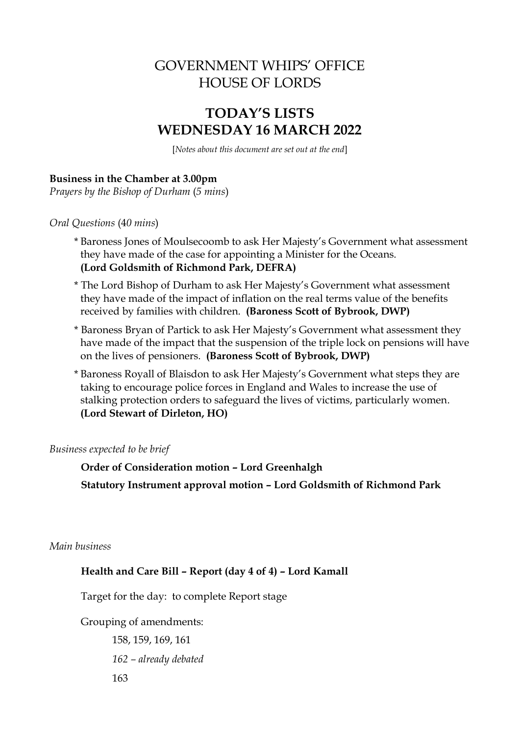# GOVERNMENT WHIPS' OFFICE
# HOUSE OF LORDS

## TODAY'S LISTS
## WEDNESDAY 16 MARCH 2022

[*Notes about this document are set out at the end*]

**Business in the Chamber at 3.00pm**
*Prayers by the Bishop of Durham* (*5 mins*)

*Oral Questions* (*40 mins*)

\* Baroness Jones of Moulsecoomb to ask Her Majesty's Government what assessment they have made of the case for appointing a Minister for the Oceans. **(Lord Goldsmith of Richmond Park, DEFRA)**

\* The Lord Bishop of Durham to ask Her Majesty's Government what assessment they have made of the impact of inflation on the real terms value of the benefits received by families with children. **(Baroness Scott of Bybrook, DWP)**

\* Baroness Bryan of Partick to ask Her Majesty's Government what assessment they have made of the impact that the suspension of the triple lock on pensions will have on the lives of pensioners. **(Baroness Scott of Bybrook, DWP)**

\* Baroness Royall of Blaisdon to ask Her Majesty's Government what steps they are taking to encourage police forces in England and Wales to increase the use of stalking protection orders to safeguard the lives of victims, particularly women. **(Lord Stewart of Dirleton, HO)**

*Business expected to be brief*

**Order of Consideration motion – Lord Greenhalgh**

**Statutory Instrument approval motion – Lord Goldsmith of Richmond Park**

*Main business*

**Health and Care Bill – Report (day 4 of 4) – Lord Kamall**

Target for the day: to complete Report stage

Grouping of amendments:

158, 159, 169, 161

*162 – already debated*

163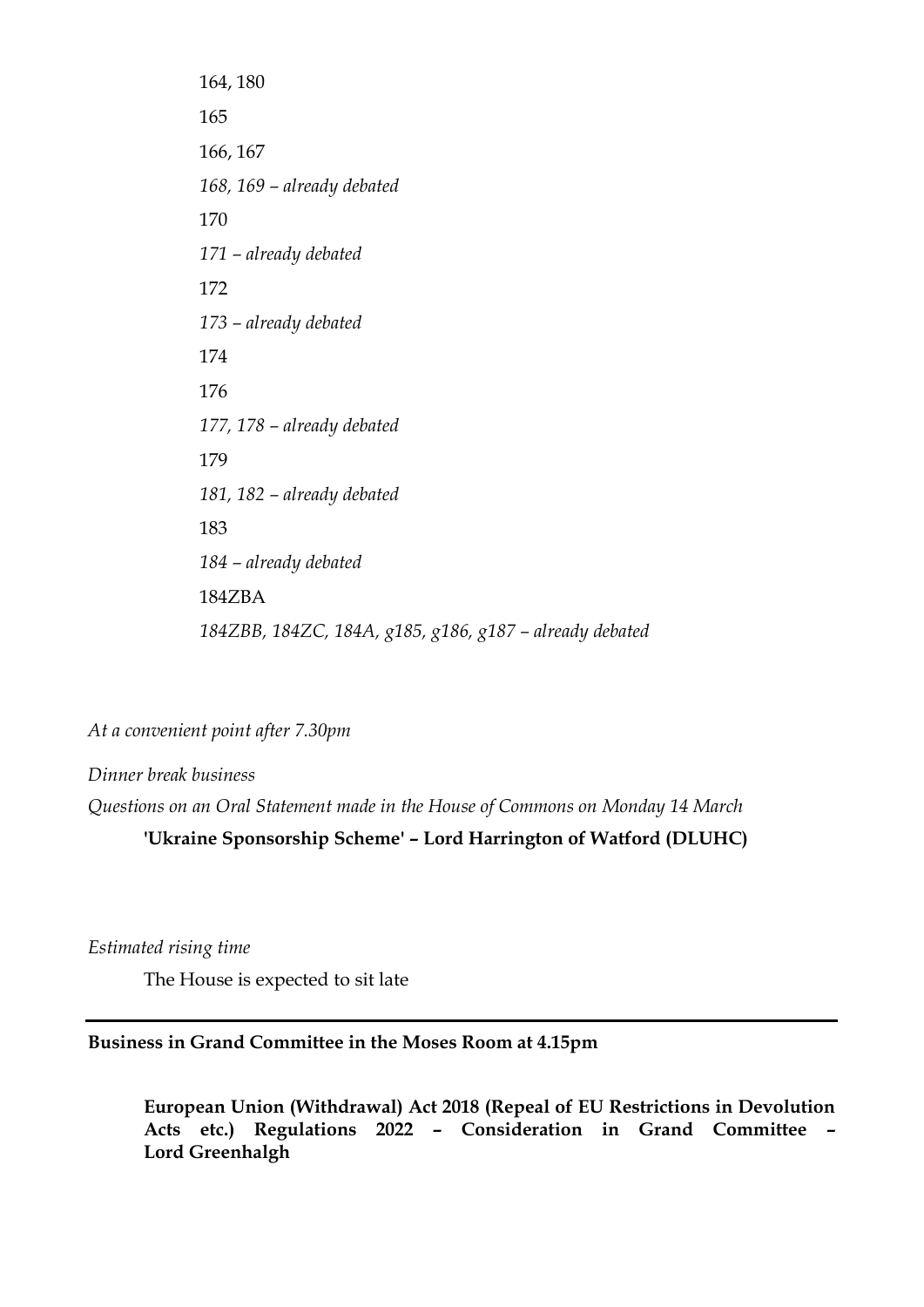164, 180

165

166, 167

*168, 169 – already debated*

170

*171 – already debated*

172

*173 – already debated*

174

176

*177, 178 – already debated*

179

*181, 182 – already debated*

183

*184 – already debated*

184ZBA

*184ZBB, 184ZC, 184A, g185, g186, g187 – already debated*

*At a convenient point after 7.30pm*

*Dinner break business*

*Questions on an Oral Statement made in the House of Commons on Monday 14 March*

**'Ukraine Sponsorship Scheme' – Lord Harrington of Watford (DLUHC)**

*Estimated rising time*

The House is expected to sit late

---

**Business in Grand Committee in the Moses Room at 4.15pm**

**European Union (Withdrawal) Act 2018 (Repeal of EU Restrictions in Devolution Acts etc.) Regulations 2022 – Consideration in Grand Committee – Lord Greenhalgh**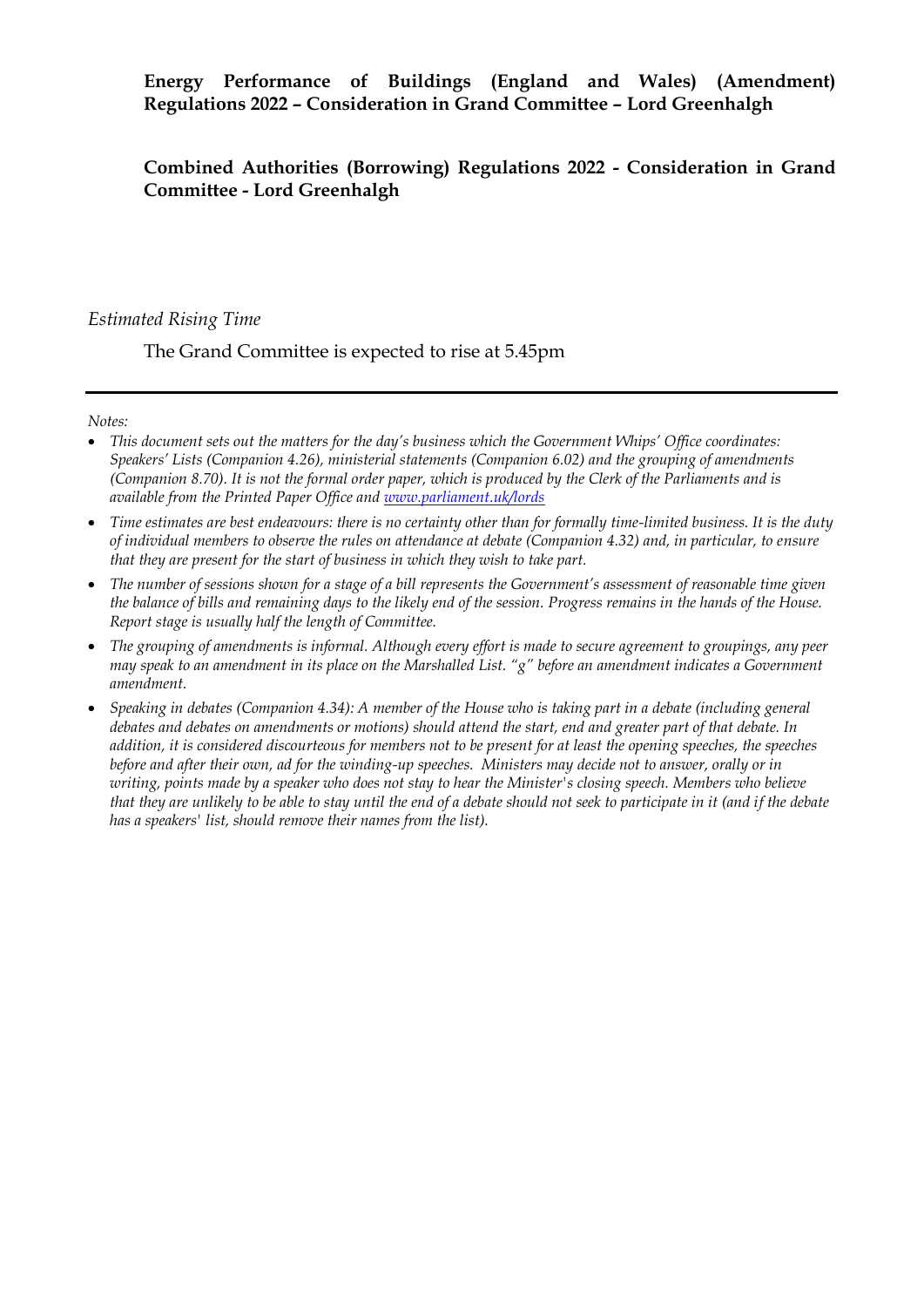**Energy Performance of Buildings (England and Wales) (Amendment) Regulations 2022 – Consideration in Grand Committee – Lord Greenhalgh**

**Combined Authorities (Borrowing) Regulations 2022 - Consideration in Grand Committee - Lord Greenhalgh**

*Estimated Rising Time*

The Grand Committee is expected to rise at 5.45pm

---

*Notes:*

- *This document sets out the matters for the day's business which the Government Whips' Office coordinates: Speakers' Lists (Companion 4.26), ministerial statements (Companion 6.02) and the grouping of amendments (Companion 8.70). It is not the formal order paper, which is produced by the Clerk of the Parliaments and is available from the Printed Paper Office and [www.parliament.uk/lords](www.parliament.uk/lords)*
- *Time estimates are best endeavours: there is no certainty other than for formally time-limited business. It is the duty of individual members to observe the rules on attendance at debate (Companion 4.32) and, in particular, to ensure that they are present for the start of business in which they wish to take part.*
- *The number of sessions shown for a stage of a bill represents the Government's assessment of reasonable time given the balance of bills and remaining days to the likely end of the session. Progress remains in the hands of the House. Report stage is usually half the length of Committee.*
- *The grouping of amendments is informal. Although every effort is made to secure agreement to groupings, any peer may speak to an amendment in its place on the Marshalled List. "g" before an amendment indicates a Government amendment.*
- *Speaking in debates (Companion 4.34): A member of the House who is taking part in a debate (including general debates and debates on amendments or motions) should attend the start, end and greater part of that debate. In addition, it is considered discourteous for members not to be present for at least the opening speeches, the speeches before and after their own, ad for the winding-up speeches. Ministers may decide not to answer, orally or in writing, points made by a speaker who does not stay to hear the Minister's closing speech. Members who believe that they are unlikely to be able to stay until the end of a debate should not seek to participate in it (and if the debate has a speakers' list, should remove their names from the list).*